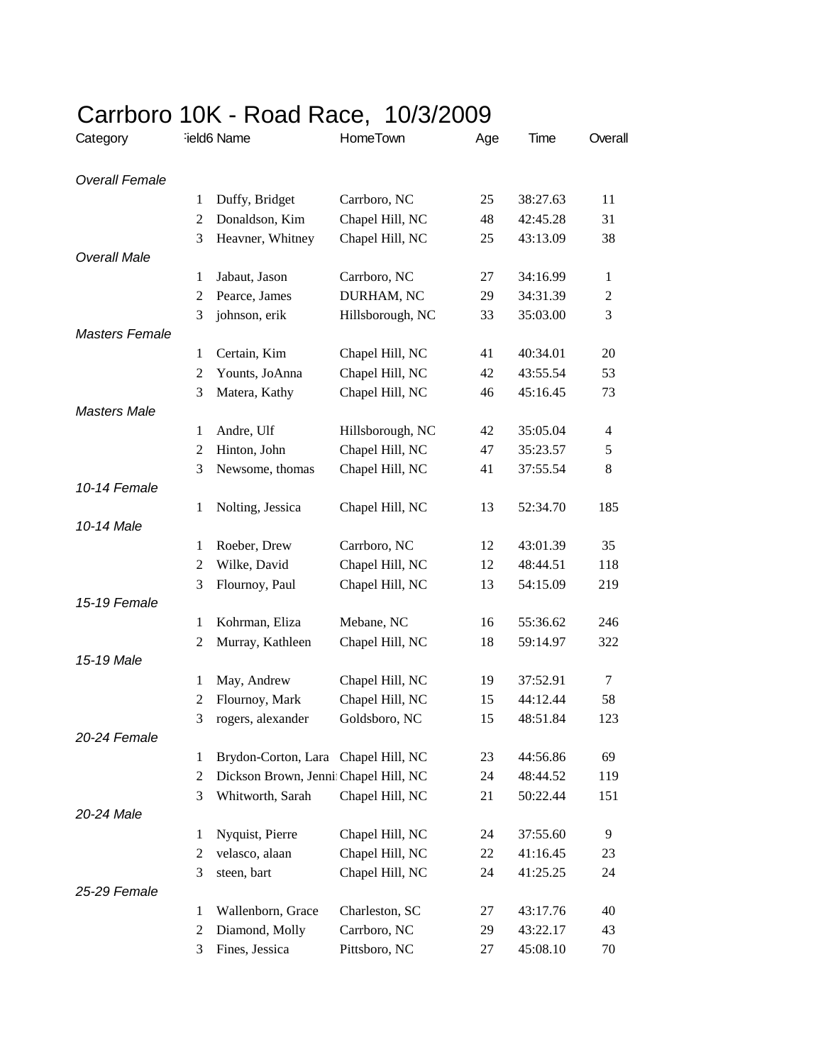# Carrboro 10K - Road Race, 10/3/2009

| Category | Field6 | Name | HomeTown | Age | Time | Overall |
|---|---|---|---|---|---|---|
| *Overall Female* | | | | | | |
| | 1 | Duffy, Bridget | Carrboro, NC | 25 | 38:27.63 | 11 |
| | 2 | Donaldson, Kim | Chapel Hill, NC | 48 | 42:45.28 | 31 |
| | 3 | Heavner, Whitney | Chapel Hill, NC | 25 | 43:13.09 | 38 |
| *Overall Male* | | | | | | |
| | 1 | Jabaut, Jason | Carrboro, NC | 27 | 34:16.99 | 1 |
| | 2 | Pearce, James | DURHAM, NC | 29 | 34:31.39 | 2 |
| | 3 | johnson, erik | Hillsborough, NC | 33 | 35:03.00 | 3 |
| *Masters Female* | | | | | | |
| | 1 | Certain, Kim | Chapel Hill, NC | 41 | 40:34.01 | 20 |
| | 2 | Younts, JoAnna | Chapel Hill, NC | 42 | 43:55.54 | 53 |
| | 3 | Matera, Kathy | Chapel Hill, NC | 46 | 45:16.45 | 73 |
| *Masters Male* | | | | | | |
| | 1 | Andre, Ulf | Hillsborough, NC | 42 | 35:05.04 | 4 |
| | 2 | Hinton, John | Chapel Hill, NC | 47 | 35:23.57 | 5 |
| | 3 | Newsome, thomas | Chapel Hill, NC | 41 | 37:55.54 | 8 |
| *10-14 Female* | | | | | | |
| | 1 | Nolting, Jessica | Chapel Hill, NC | 13 | 52:34.70 | 185 |
| *10-14 Male* | | | | | | |
| | 1 | Roeber, Drew | Carrboro, NC | 12 | 43:01.39 | 35 |
| | 2 | Wilke, David | Chapel Hill, NC | 12 | 48:44.51 | 118 |
| | 3 | Flournoy, Paul | Chapel Hill, NC | 13 | 54:15.09 | 219 |
| *15-19 Female* | | | | | | |
| | 1 | Kohrman, Eliza | Mebane, NC | 16 | 55:36.62 | 246 |
| | 2 | Murray, Kathleen | Chapel Hill, NC | 18 | 59:14.97 | 322 |
| *15-19 Male* | | | | | | |
| | 1 | May, Andrew | Chapel Hill, NC | 19 | 37:52.91 | 7 |
| | 2 | Flournoy, Mark | Chapel Hill, NC | 15 | 44:12.44 | 58 |
| | 3 | rogers, alexander | Goldsboro, NC | 15 | 48:51.84 | 123 |
| *20-24 Female* | | | | | | |
| | 1 | Brydon-Corton, Lara | Chapel Hill, NC | 23 | 44:56.86 | 69 |
| | 2 | Dickson Brown, Jenni | Chapel Hill, NC | 24 | 48:44.52 | 119 |
| | 3 | Whitworth, Sarah | Chapel Hill, NC | 21 | 50:22.44 | 151 |
| *20-24 Male* | | | | | | |
| | 1 | Nyquist, Pierre | Chapel Hill, NC | 24 | 37:55.60 | 9 |
| | 2 | velasco, alaan | Chapel Hill, NC | 22 | 41:16.45 | 23 |
| | 3 | steen, bart | Chapel Hill, NC | 24 | 41:25.25 | 24 |
| *25-29 Female* | | | | | | |
| | 1 | Wallenborn, Grace | Charleston, SC | 27 | 43:17.76 | 40 |
| | 2 | Diamond, Molly | Carrboro, NC | 29 | 43:22.17 | 43 |
| | 3 | Fines, Jessica | Pittsboro, NC | 27 | 45:08.10 | 70 |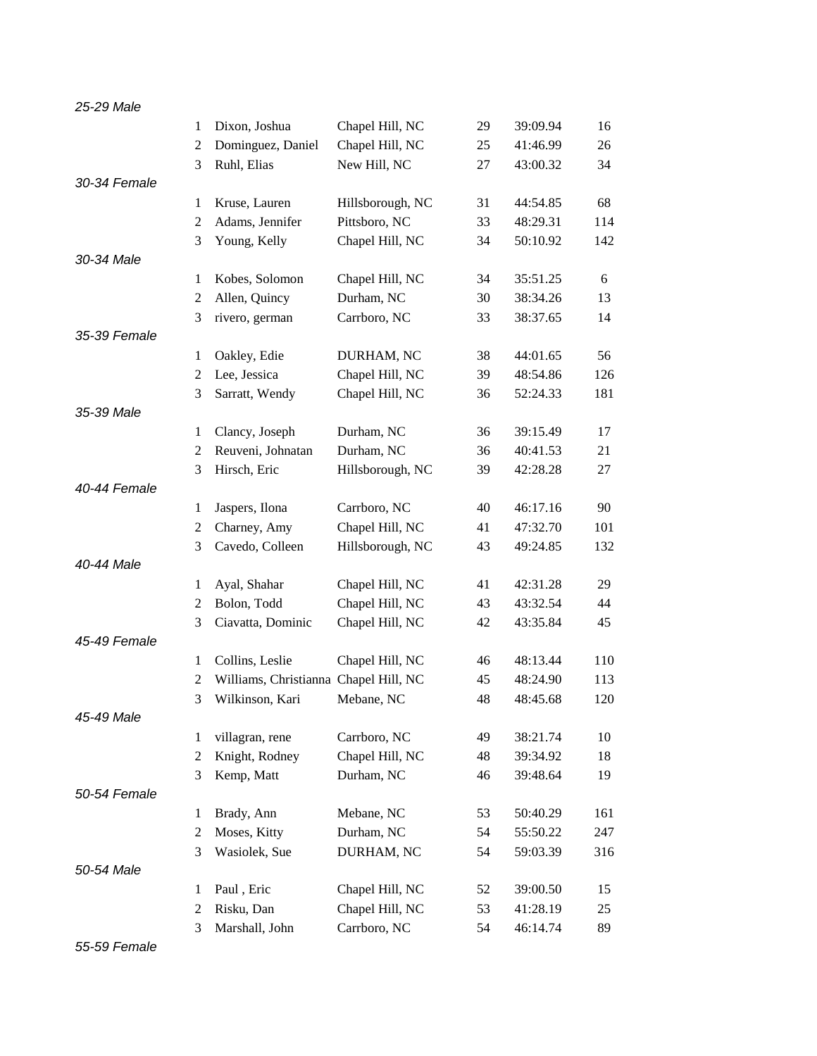*25-29 Male*

| | | | | | |
|---|---|---|---|---|---|
| 1 | Dixon, Joshua | Chapel Hill, NC | 29 | 39:09.94 | 16 |
| 2 | Dominguez, Daniel | Chapel Hill, NC | 25 | 41:46.99 | 26 |
| 3 | Ruhl, Elias | New Hill, NC | 27 | 43:00.32 | 34 |

*30-34 Female*

| | | | | | |
|---|---|---|---|---|---|
| 1 | Kruse, Lauren | Hillsborough, NC | 31 | 44:54.85 | 68 |
| 2 | Adams, Jennifer | Pittsboro, NC | 33 | 48:29.31 | 114 |
| 3 | Young, Kelly | Chapel Hill, NC | 34 | 50:10.92 | 142 |

*30-34 Male*

| | | | | | |
|---|---|---|---|---|---|
| 1 | Kobes, Solomon | Chapel Hill, NC | 34 | 35:51.25 | 6 |
| 2 | Allen, Quincy | Durham, NC | 30 | 38:34.26 | 13 |
| 3 | rivero, german | Carrboro, NC | 33 | 38:37.65 | 14 |

*35-39 Female*

| | | | | | |
|---|---|---|---|---|---|
| 1 | Oakley, Edie | DURHAM, NC | 38 | 44:01.65 | 56 |
| 2 | Lee, Jessica | Chapel Hill, NC | 39 | 48:54.86 | 126 |
| 3 | Sarratt, Wendy | Chapel Hill, NC | 36 | 52:24.33 | 181 |

*35-39 Male*

| | | | | | |
|---|---|---|---|---|---|
| 1 | Clancy, Joseph | Durham, NC | 36 | 39:15.49 | 17 |
| 2 | Reuveni, Johnatan | Durham, NC | 36 | 40:41.53 | 21 |
| 3 | Hirsch, Eric | Hillsborough, NC | 39 | 42:28.28 | 27 |

*40-44 Female*

| | | | | | |
|---|---|---|---|---|---|
| 1 | Jaspers, Ilona | Carrboro, NC | 40 | 46:17.16 | 90 |
| 2 | Charney, Amy | Chapel Hill, NC | 41 | 47:32.70 | 101 |
| 3 | Cavedo, Colleen | Hillsborough, NC | 43 | 49:24.85 | 132 |

*40-44 Male*

| | | | | | |
|---|---|---|---|---|---|
| 1 | Ayal, Shahar | Chapel Hill, NC | 41 | 42:31.28 | 29 |
| 2 | Bolon, Todd | Chapel Hill, NC | 43 | 43:32.54 | 44 |
| 3 | Ciavatta, Dominic | Chapel Hill, NC | 42 | 43:35.84 | 45 |

*45-49 Female*

| | | | | | |
|---|---|---|---|---|---|
| 1 | Collins, Leslie | Chapel Hill, NC | 46 | 48:13.44 | 110 |
| 2 | Williams, Christianna | Chapel Hill, NC | 45 | 48:24.90 | 113 |
| 3 | Wilkinson, Kari | Mebane, NC | 48 | 48:45.68 | 120 |

*45-49 Male*

| | | | | | |
|---|---|---|---|---|---|
| 1 | villagran, rene | Carrboro, NC | 49 | 38:21.74 | 10 |
| 2 | Knight, Rodney | Chapel Hill, NC | 48 | 39:34.92 | 18 |
| 3 | Kemp, Matt | Durham, NC | 46 | 39:48.64 | 19 |

*50-54 Female*

| | | | | | |
|---|---|---|---|---|---|
| 1 | Brady, Ann | Mebane, NC | 53 | 50:40.29 | 161 |
| 2 | Moses, Kitty | Durham, NC | 54 | 55:50.22 | 247 |
| 3 | Wasiolek, Sue | DURHAM, NC | 54 | 59:03.39 | 316 |

*50-54 Male*

| | | | | | |
|---|---|---|---|---|---|
| 1 | Paul , Eric | Chapel Hill, NC | 52 | 39:00.50 | 15 |
| 2 | Risku, Dan | Chapel Hill, NC | 53 | 41:28.19 | 25 |
| 3 | Marshall, John | Carrboro, NC | 54 | 46:14.74 | 89 |

*55-59 Female*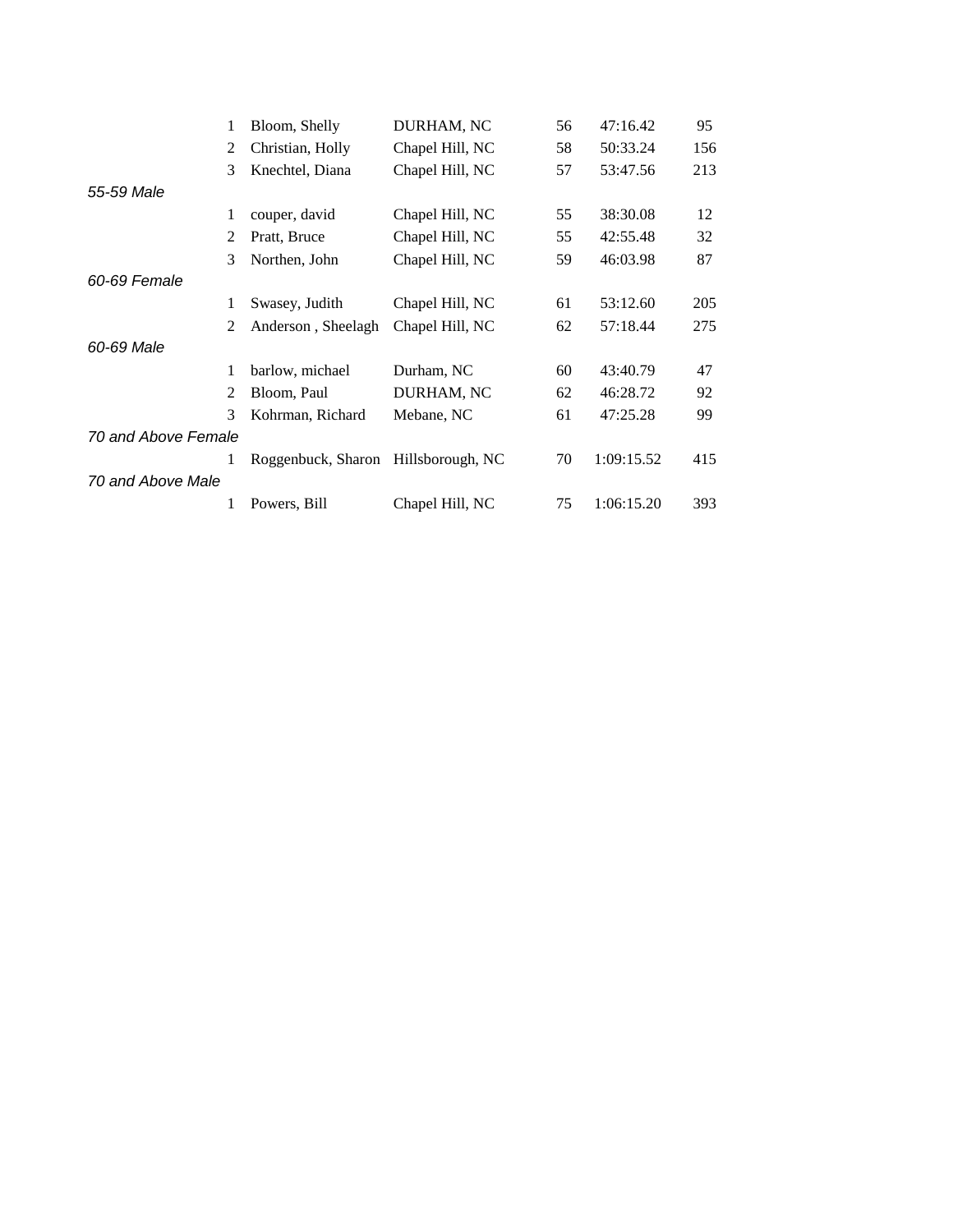| | | | | | | |
|---|---|---|---|---|---|---|
| | 1 | Bloom, Shelly | DURHAM, NC | 56 | 47:16.42 | 95 |
| | 2 | Christian, Holly | Chapel Hill, NC | 58 | 50:33.24 | 156 |
| | 3 | Knechtel, Diana | Chapel Hill, NC | 57 | 53:47.56 | 213 |
| *55-59 Male* | | | | | | |
| | 1 | couper, david | Chapel Hill, NC | 55 | 38:30.08 | 12 |
| | 2 | Pratt, Bruce | Chapel Hill, NC | 55 | 42:55.48 | 32 |
| | 3 | Northen, John | Chapel Hill, NC | 59 | 46:03.98 | 87 |
| *60-69 Female* | | | | | | |
| | 1 | Swasey, Judith | Chapel Hill, NC | 61 | 53:12.60 | 205 |
| | 2 | Anderson , Sheelagh | Chapel Hill, NC | 62 | 57:18.44 | 275 |
| *60-69 Male* | | | | | | |
| | 1 | barlow, michael | Durham, NC | 60 | 43:40.79 | 47 |
| | 2 | Bloom, Paul | DURHAM, NC | 62 | 46:28.72 | 92 |
| | 3 | Kohrman, Richard | Mebane, NC | 61 | 47:25.28 | 99 |
| *70 and Above Female* | | | | | | |
| | 1 | Roggenbuck, Sharon | Hillsborough, NC | 70 | 1:09:15.52 | 415 |
| *70 and Above Male* | | | | | | |
| | 1 | Powers, Bill | Chapel Hill, NC | 75 | 1:06:15.20 | 393 |